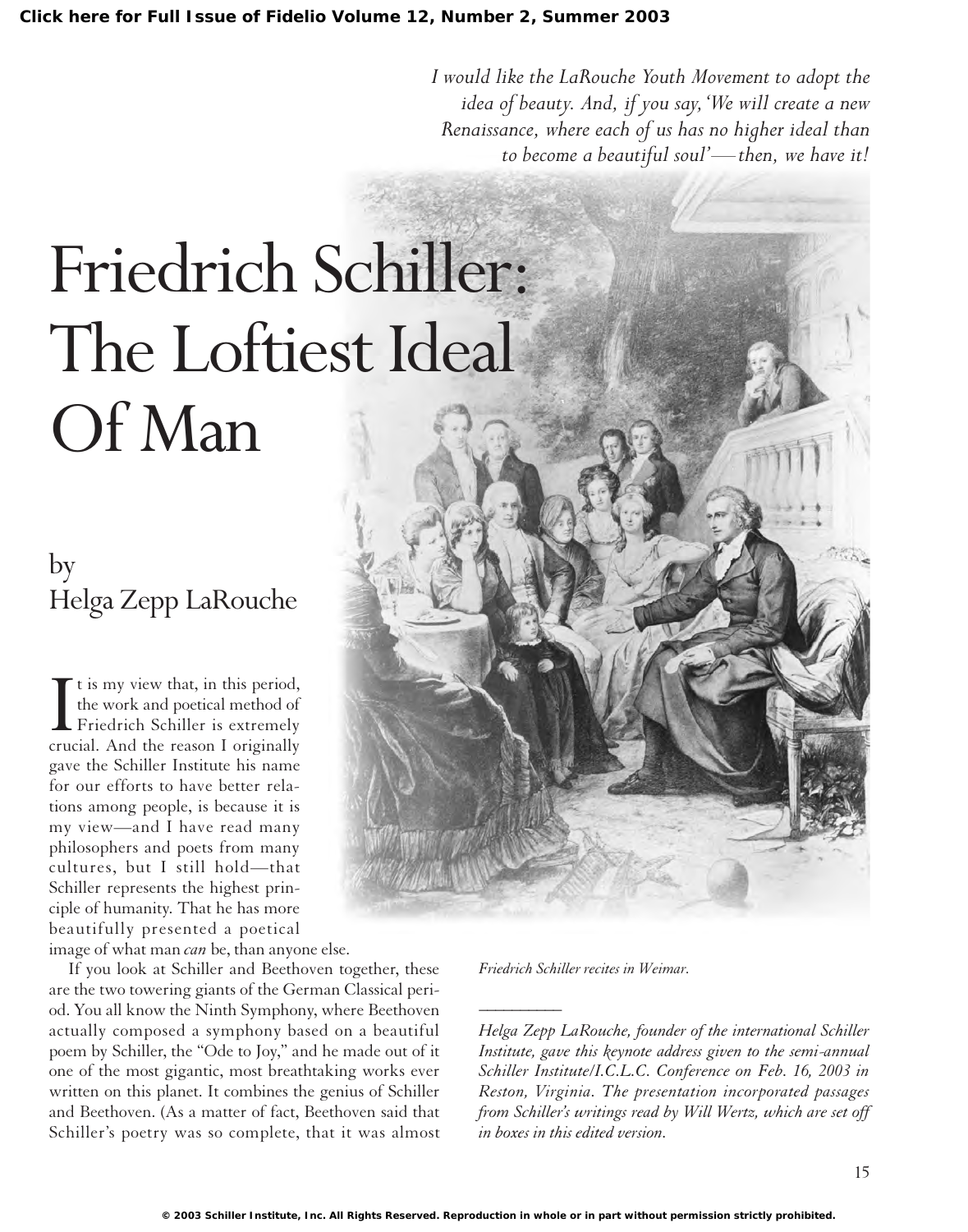*I would like the LaRouche Youth Movement to adopt the idea of beauty. And, if you say, 'We will create a new Renaissance, where each of us has no higher ideal than to become a beautiful soul'—then, we have it!*

# Friedrich Schiller: The Loftiest Ideal Of Man

## by Helga Zepp LaRouche

It is my view that, in this period, the work and poetical method of Friedrich Schiller is extremely crucial. And the reason I originally gave the Schiller Institute his name for our efforts to have better relations among people, is because it is my view—and I have read many philosophers and poets from many cultures, but I still hold—that Schiller represents the highest principle of humanity. That he has more beautifully presented a poetical image of what man *can* be, than anyone else.

If you look at Schiller and Beethoven together, these are the two towering giants of the German Classical period. You all know the Ninth Symphony, where Beethoven actually composed a symphony based on a beautiful poem by Schiller, the "Ode to Joy," and he made out of it one of the most gigantic, most breathtaking works ever written on this planet. It combines the genius of Schiller and Beethoven. (As a matter of fact, Beethoven said that Schiller's poetry was so complete, that it was almost

*Friedrich Schiller recites in Weimar.*

---

*Helga Zepp LaRouche, founder of the international Schiller Institute, gave this keynote address given to the semi-annual Schiller Institute/I.C.L.C. Conference on Feb. 16, 2003 in Reston, Virginia. The presentation incorporated passages from Schiller's writings read by Will Wertz, which are set off in boxes in this edited version.*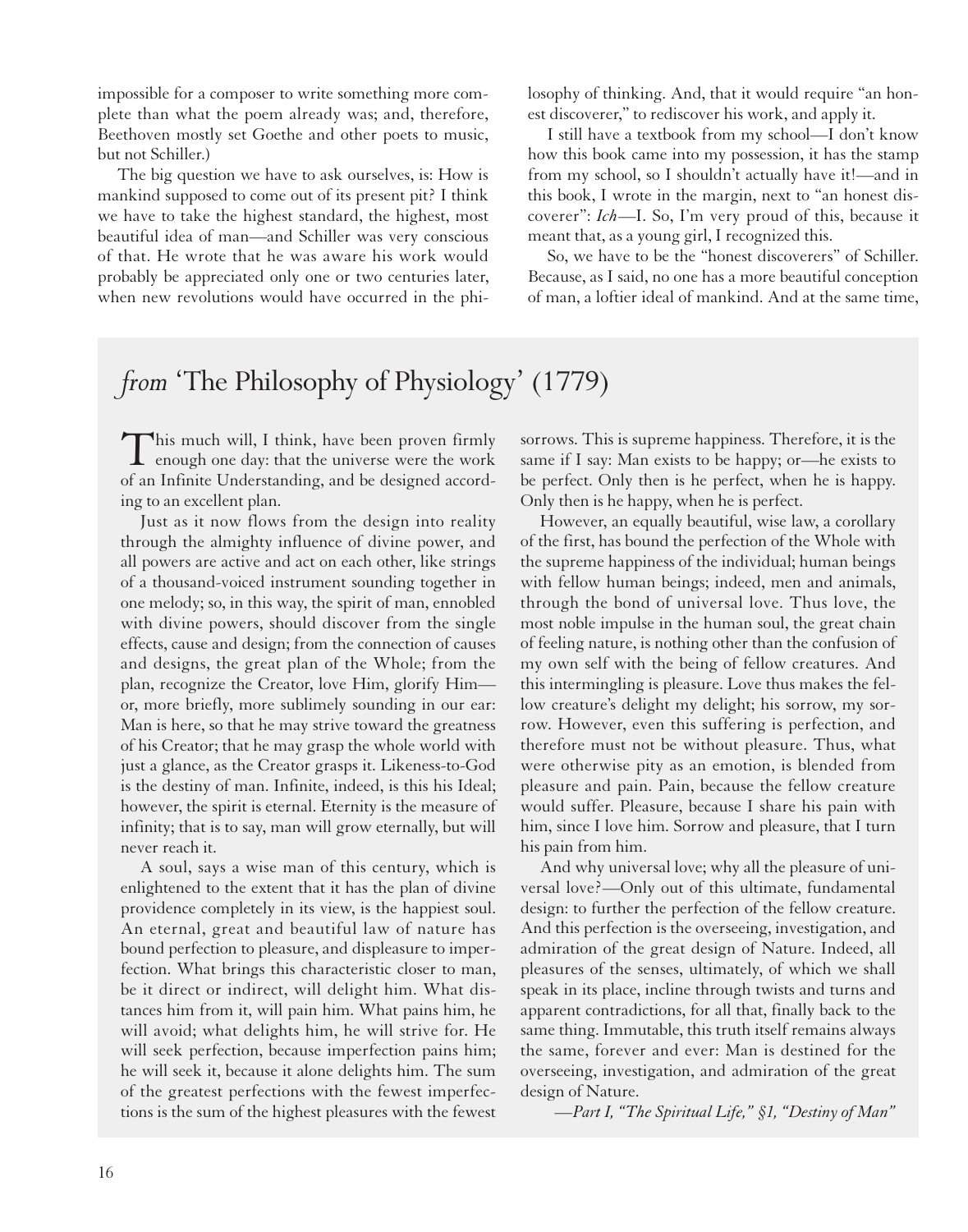impossible for a composer to write something more complete than what the poem already was; and, therefore, Beethoven mostly set Goethe and other poets to music, but not Schiller.)

The big question we have to ask ourselves, is: How is mankind supposed to come out of its present pit? I think we have to take the highest standard, the highest, most beautiful idea of man—and Schiller was very conscious of that. He wrote that he was aware his work would probably be appreciated only one or two centuries later, when new revolutions would have occurred in the philosophy of thinking. And, that it would require "an honest discoverer," to rediscover his work, and apply it.

I still have a textbook from my school—I don't know how this book came into my possession, it has the stamp from my school, so I shouldn't actually have it!—and in this book, I wrote in the margin, next to "an honest discoverer": *Ich*—I. So, I'm very proud of this, because it meant that, as a young girl, I recognized this.

So, we have to be the "honest discoverers" of Schiller. Because, as I said, no one has a more beautiful conception of man, a loftier ideal of mankind. And at the same time,

## *from* 'The Philosophy of Physiology' (1779)

This much will, I think, have been proven firmly enough one day: that the universe were the work of an Infinite Understanding, and be designed according to an excellent plan.

Just as it now flows from the design into reality through the almighty influence of divine power, and all powers are active and act on each other, like strings of a thousand-voiced instrument sounding together in one melody; so, in this way, the spirit of man, ennobled with divine powers, should discover from the single effects, cause and design; from the connection of causes and designs, the great plan of the Whole; from the plan, recognize the Creator, love Him, glorify Him—or, more briefly, more sublimely sounding in our ear: Man is here, so that he may strive toward the greatness of his Creator; that he may grasp the whole world with just a glance, as the Creator grasps it. Likeness-to-God is the destiny of man. Infinite, indeed, is this his Ideal; however, the spirit is eternal. Eternity is the measure of infinity; that is to say, man will grow eternally, but will never reach it.

A soul, says a wise man of this century, which is enlightened to the extent that it has the plan of divine providence completely in its view, is the happiest soul. An eternal, great and beautiful law of nature has bound perfection to pleasure, and displeasure to imperfection. What brings this characteristic closer to man, be it direct or indirect, will delight him. What distances him from it, will pain him. What pains him, he will avoid; what delights him, he will strive for. He will seek perfection, because imperfection pains him; he will seek it, because it alone delights him. The sum of the greatest perfections with the fewest imperfections is the sum of the highest pleasures with the fewest sorrows. This is supreme happiness. Therefore, it is the same if I say: Man exists to be happy; or—he exists to be perfect. Only then is he perfect, when he is happy. Only then is he happy, when he is perfect.

However, an equally beautiful, wise law, a corollary of the first, has bound the perfection of the Whole with the supreme happiness of the individual; human beings with fellow human beings; indeed, men and animals, through the bond of universal love. Thus love, the most noble impulse in the human soul, the great chain of feeling nature, is nothing other than the confusion of my own self with the being of fellow creatures. And this intermingling is pleasure. Love thus makes the fellow creature's delight my delight; his sorrow, my sorrow. However, even this suffering is perfection, and therefore must not be without pleasure. Thus, what were otherwise pity as an emotion, is blended from pleasure and pain. Pain, because the fellow creature would suffer. Pleasure, because I share his pain with him, since I love him. Sorrow and pleasure, that I turn his pain from him.

And why universal love; why all the pleasure of universal love?—Only out of this ultimate, fundamental design: to further the perfection of the fellow creature. And this perfection is the overseeing, investigation, and admiration of the great design of Nature. Indeed, all pleasures of the senses, ultimately, of which we shall speak in its place, incline through twists and turns and apparent contradictions, for all that, finally back to the same thing. Immutable, this truth itself remains always the same, forever and ever: Man is destined for the overseeing, investigation, and admiration of the great design of Nature.

*—Part I, "The Spiritual Life," §1, "Destiny of Man"*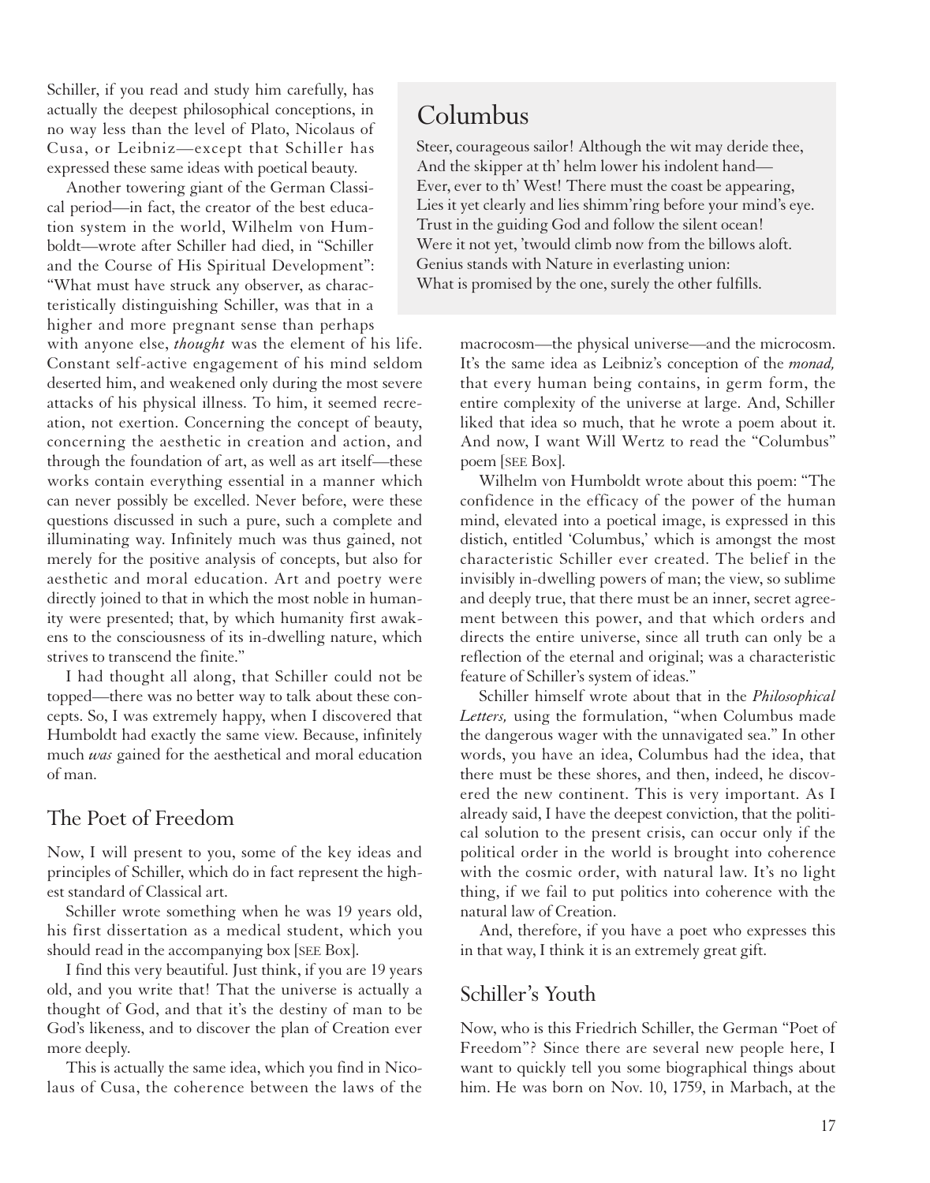Schiller, if you read and study him carefully, has actually the deepest philosophical conceptions, in no way less than the level of Plato, Nicolaus of Cusa, or Leibniz—except that Schiller has expressed these same ideas with poetical beauty.

Another towering giant of the German Classical period—in fact, the creator of the best education system in the world, Wilhelm von Humboldt—wrote after Schiller had died, in "Schiller and the Course of His Spiritual Development": "What must have struck any observer, as characteristically distinguishing Schiller, was that in a higher and more pregnant sense than perhaps with anyone else, *thought* was the element of his life. Constant self-active engagement of his mind seldom deserted him, and weakened only during the most severe attacks of his physical illness. To him, it seemed recreation, not exertion. Concerning the concept of beauty, concerning the aesthetic in creation and action, and through the foundation of art, as well as art itself—these works contain everything essential in a manner which can never possibly be excelled. Never before, were these questions discussed in such a pure, such a complete and illuminating way. Infinitely much was thus gained, not merely for the positive analysis of concepts, but also for aesthetic and moral education. Art and poetry were directly joined to that in which the most noble in humanity were presented; that, by which humanity first awakens to the consciousness of its in-dwelling nature, which strives to transcend the finite."

I had thought all along, that Schiller could not be topped—there was no better way to talk about these concepts. So, I was extremely happy, when I discovered that Humboldt had exactly the same view. Because, infinitely much *was* gained for the aesthetical and moral education of man.

## The Poet of Freedom

Now, I will present to you, some of the key ideas and principles of Schiller, which do in fact represent the highest standard of Classical art.

Schiller wrote something when he was 19 years old, his first dissertation as a medical student, which you should read in the accompanying box [SEE Box].

I find this very beautiful. Just think, if you are 19 years old, and you write that! That the universe is actually a thought of God, and that it's the destiny of man to be God's likeness, and to discover the plan of Creation ever more deeply.

This is actually the same idea, which you find in Nicolaus of Cusa, the coherence between the laws of the macrocosm—the physical universe—and the microcosm. It's the same idea as Leibniz's conception of the *monad,* that every human being contains, in germ form, the entire complexity of the universe at large. And, Schiller liked that idea so much, that he wrote a poem about it. And now, I want Will Wertz to read the "Columbus" poem [SEE Box].

> ## Columbus
>
> Steer, courageous sailor! Although the wit may deride thee,
> And the skipper at th' helm lower his indolent hand—
> Ever, ever to th' West! There must the coast be appearing,
> Lies it yet clearly and lies shimm'ring before your mind's eye.
> Trust in the guiding God and follow the silent ocean!
> Were it not yet, 'twould climb now from the billows aloft.
> Genius stands with Nature in everlasting union:
> What is promised by the one, surely the other fulfills.

Wilhelm von Humboldt wrote about this poem: "The confidence in the efficacy of the power of the human mind, elevated into a poetical image, is expressed in this distich, entitled 'Columbus,' which is amongst the most characteristic Schiller ever created. The belief in the invisibly in-dwelling powers of man; the view, so sublime and deeply true, that there must be an inner, secret agreement between this power, and that which orders and directs the entire universe, since all truth can only be a reflection of the eternal and original; was a characteristic feature of Schiller's system of ideas."

Schiller himself wrote about that in the *Philosophical Letters,* using the formulation, "when Columbus made the dangerous wager with the unnavigated sea." In other words, you have an idea, Columbus had the idea, that there must be these shores, and then, indeed, he discovered the new continent. This is very important. As I already said, I have the deepest conviction, that the political solution to the present crisis, can occur only if the political order in the world is brought into coherence with the cosmic order, with natural law. It's no light thing, if we fail to put politics into coherence with the natural law of Creation.

And, therefore, if you have a poet who expresses this in that way, I think it is an extremely great gift.

## Schiller's Youth

Now, who is this Friedrich Schiller, the German "Poet of Freedom"? Since there are several new people here, I want to quickly tell you some biographical things about him. He was born on Nov. 10, 1759, in Marbach, at the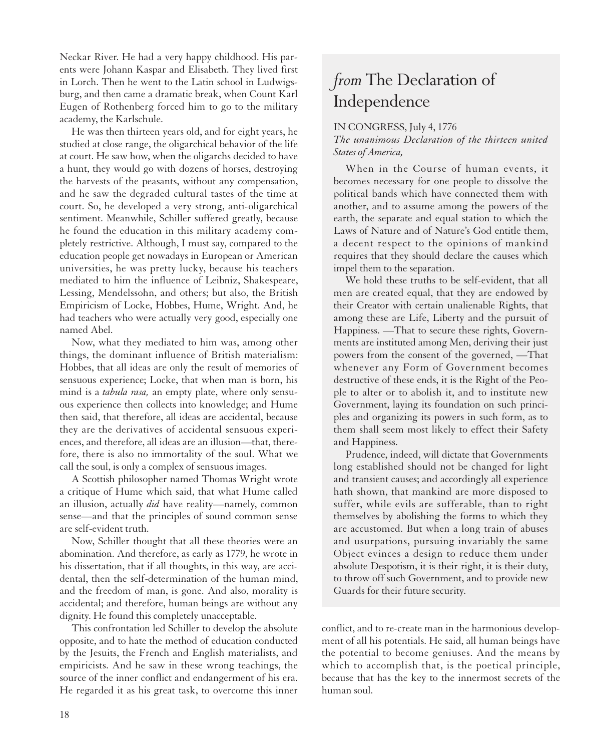Neckar River. He had a very happy childhood. His parents were Johann Kaspar and Elisabeth. They lived first in Lorch. Then he went to the Latin school in Ludwigsburg, and then came a dramatic break, when Count Karl Eugen of Rothenberg forced him to go to the military academy, the Karlschule.

He was then thirteen years old, and for eight years, he studied at close range, the oligarchical behavior of the life at court. He saw how, when the oligarchs decided to have a hunt, they would go with dozens of horses, destroying the harvests of the peasants, without any compensation, and he saw the degraded cultural tastes of the time at court. So, he developed a very strong, anti-oligarchical sentiment. Meanwhile, Schiller suffered greatly, because he found the education in this military academy completely restrictive. Although, I must say, compared to the education people get nowadays in European or American universities, he was pretty lucky, because his teachers mediated to him the influence of Leibniz, Shakespeare, Lessing, Mendelssohn, and others; but also, the British Empiricism of Locke, Hobbes, Hume, Wright. And, he had teachers who were actually very good, especially one named Abel.

Now, what they mediated to him was, among other things, the dominant influence of British materialism: Hobbes, that all ideas are only the result of memories of sensuous experience; Locke, that when man is born, his mind is a *tabula rasa,* an empty plate, where only sensuous experience then collects into knowledge; and Hume then said, that therefore, all ideas are accidental, because they are the derivatives of accidental sensuous experiences, and therefore, all ideas are an illusion—that, therefore, there is also no immortality of the soul. What we call the soul, is only a complex of sensuous images.

A Scottish philosopher named Thomas Wright wrote a critique of Hume which said, that what Hume called an illusion, actually *did* have reality—namely, common sense—and that the principles of sound common sense are self-evident truth.

Now, Schiller thought that all these theories were an abomination. And therefore, as early as 1779, he wrote in his dissertation, that if all thoughts, in this way, are accidental, then the self-determination of the human mind, and the freedom of man, is gone. And also, morality is accidental; and therefore, human beings are without any dignity. He found this completely unacceptable.

This confrontation led Schiller to develop the absolute opposite, and to hate the method of education conducted by the Jesuits, the French and English materialists, and empiricists. And he saw in these wrong teachings, the source of the inner conflict and endangerment of his era. He regarded it as his great task, to overcome this inner conflict, and to re-create man in the harmonious development of all his potentials. He said, all human beings have the potential to become geniuses. And the means by which to accomplish that, is the poetical principle, because that has the key to the innermost secrets of the human soul.

## *from* The Declaration of Independence

IN CONGRESS, July 4, 1776

*The unanimous Declaration of the thirteen united States of America,*

When in the Course of human events, it becomes necessary for one people to dissolve the political bands which have connected them with another, and to assume among the powers of the earth, the separate and equal station to which the Laws of Nature and of Nature's God entitle them, a decent respect to the opinions of mankind requires that they should declare the causes which impel them to the separation.

We hold these truths to be self-evident, that all men are created equal, that they are endowed by their Creator with certain unalienable Rights, that among these are Life, Liberty and the pursuit of Happiness. —That to secure these rights, Governments are instituted among Men, deriving their just powers from the consent of the governed, —That whenever any Form of Government becomes destructive of these ends, it is the Right of the People to alter or to abolish it, and to institute new Government, laying its foundation on such principles and organizing its powers in such form, as to them shall seem most likely to effect their Safety and Happiness.

Prudence, indeed, will dictate that Governments long established should not be changed for light and transient causes; and accordingly all experience hath shown, that mankind are more disposed to suffer, while evils are sufferable, than to right themselves by abolishing the forms to which they are accustomed. But when a long train of abuses and usurpations, pursuing invariably the same Object evinces a design to reduce them under absolute Despotism, it is their right, it is their duty, to throw off such Government, and to provide new Guards for their future security.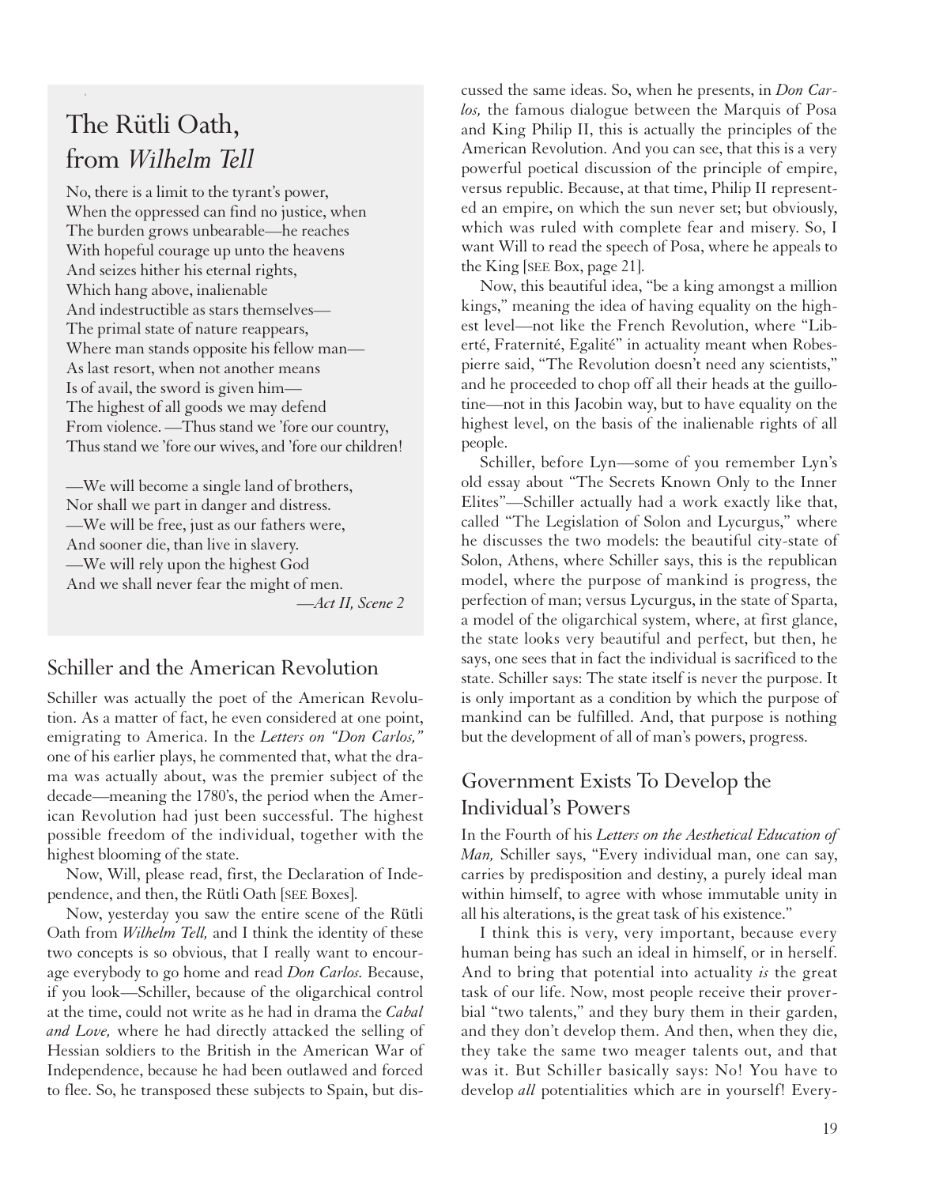## The Rütli Oath, from *Wilhelm Tell*

No, there is a limit to the tyrant's power,
When the oppressed can find no justice, when
The burden grows unbearable—he reaches
With hopeful courage up unto the heavens
And seizes hither his eternal rights,
Which hang above, inalienable
And indestructible as stars themselves—
The primal state of nature reappears,
Where man stands opposite his fellow man—
As last resort, when not another means
Is of avail, the sword is given him—
The highest of all goods we may defend
From violence. —Thus stand we 'fore our country,
Thus stand we 'fore our wives, and 'fore our children!

—We will become a single land of brothers,
Nor shall we part in danger and distress.
—We will be free, just as our fathers were,
And sooner die, than live in slavery.
—We will rely upon the highest God
And we shall never fear the might of men.

*—Act II, Scene 2*

## Schiller and the American Revolution

Schiller was actually the poet of the American Revolution. As a matter of fact, he even considered at one point, emigrating to America. In the *Letters on "Don Carlos,"* one of his earlier plays, he commented that, what the drama was actually about, was the premier subject of the decade—meaning the 1780's, the period when the American Revolution had just been successful. The highest possible freedom of the individual, together with the highest blooming of the state.

Now, Will, please read, first, the Declaration of Independence, and then, the Rütli Oath [SEE Boxes].

Now, yesterday you saw the entire scene of the Rütli Oath from *Wilhelm Tell,* and I think the identity of these two concepts is so obvious, that I really want to encourage everybody to go home and read *Don Carlos.* Because, if you look—Schiller, because of the oligarchical control at the time, could not write as he had in drama the *Cabal and Love,* where he had directly attacked the selling of Hessian soldiers to the British in the American War of Independence, because he had been outlawed and forced to flee. So, he transposed these subjects to Spain, but discussed the same ideas. So, when he presents, in *Don Carlos,* the famous dialogue between the Marquis of Posa and King Philip II, this is actually the principles of the American Revolution. And you can see, that this is a very powerful poetical discussion of the principle of empire, versus republic. Because, at that time, Philip II represented an empire, on which the sun never set; but obviously, which was ruled with complete fear and misery. So, I want Will to read the speech of Posa, where he appeals to the King [SEE Box, page 21].

Now, this beautiful idea, "be a king amongst a million kings," meaning the idea of having equality on the highest level—not like the French Revolution, where "Liberté, Fraternité, Egalité" in actuality meant when Robespierre said, "The Revolution doesn't need any scientists," and he proceeded to chop off all their heads at the guillotine—not in this Jacobin way, but to have equality on the highest level, on the basis of the inalienable rights of all people.

Schiller, before Lyn—some of you remember Lyn's old essay about "The Secrets Known Only to the Inner Elites"—Schiller actually had a work exactly like that, called "The Legislation of Solon and Lycurgus," where he discusses the two models: the beautiful city-state of Solon, Athens, where Schiller says, this is the republican model, where the purpose of mankind is progress, the perfection of man; versus Lycurgus, in the state of Sparta, a model of the oligarchical system, where, at first glance, the state looks very beautiful and perfect, but then, he says, one sees that in fact the individual is sacrificed to the state. Schiller says: The state itself is never the purpose. It is only important as a condition by which the purpose of mankind can be fulfilled. And, that purpose is nothing but the development of all of man's powers, progress.

## Government Exists To Develop the Individual's Powers

In the Fourth of his *Letters on the Aesthetical Education of Man,* Schiller says, "Every individual man, one can say, carries by predisposition and destiny, a purely ideal man within himself, to agree with whose immutable unity in all his alterations, is the great task of his existence."

I think this is very, very important, because every human being has such an ideal in himself, or in herself. And to bring that potential into actuality *is* the great task of our life. Now, most people receive their proverbial "two talents," and they bury them in their garden, and they don't develop them. And then, when they die, they take the same two meager talents out, and that was it. But Schiller basically says: No! You have to develop *all* potentialities which are in yourself! Every-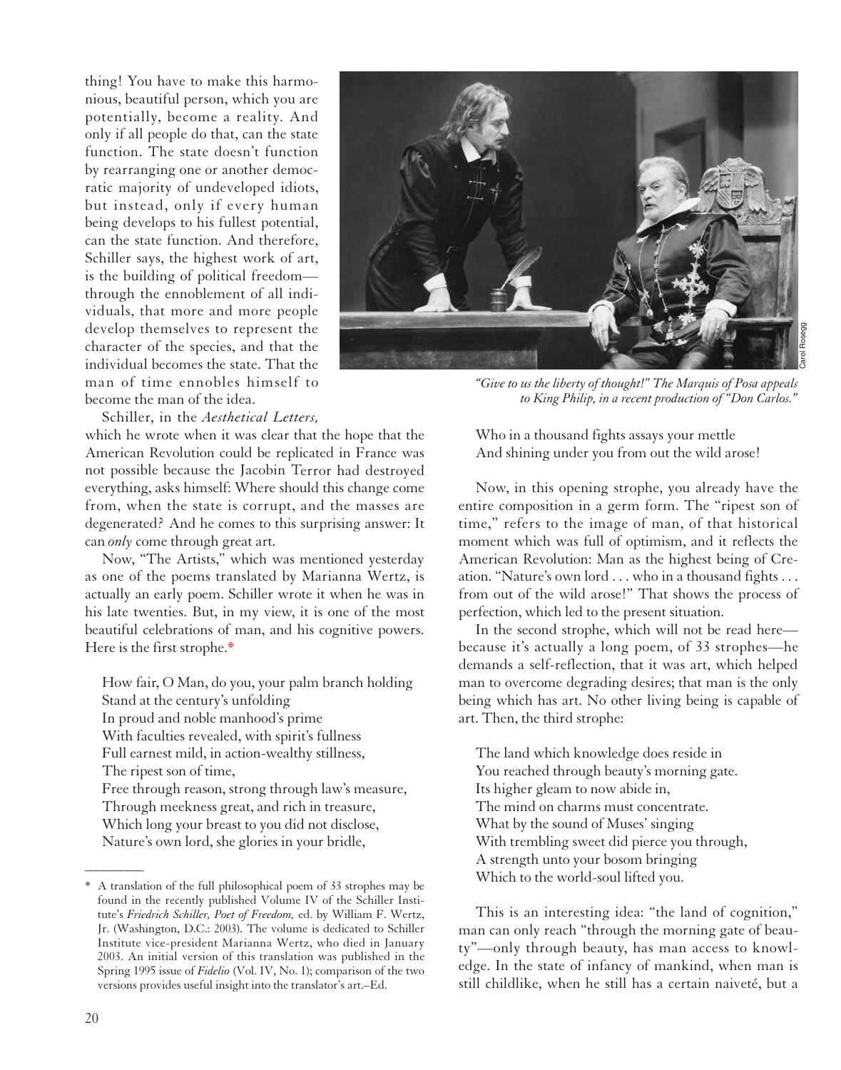thing! You have to make this harmonious, beautiful person, which you are potentially, become a reality. And only if all people do that, can the state function. The state doesn't function by rearranging one or another democratic majority of undeveloped idiots, but instead, only if every human being develops to his fullest potential, can the state function. And therefore, Schiller says, the highest work of art, is the building of political freedom—through the ennoblement of all individuals, that more and more people develop themselves to represent the character of the species, and that the individual becomes the state. That the man of time ennobles himself to become the man of the idea.

Schiller, in the *Aesthetical Letters,* which he wrote when it was clear that the hope that the American Revolution could be replicated in France was not possible because the Jacobin Terror had destroyed everything, asks himself: Where should this change come from, when the state is corrupt, and the masses are degenerated? And he comes to this surprising answer: It can *only* come through great art.

Now, "The Artists," which was mentioned yesterday as one of the poems translated by Marianna Wertz, is actually an early poem. Schiller wrote it when he was in his late twenties. But, in my view, it is one of the most beautiful celebrations of man, and his cognitive powers. Here is the first strophe.*

> How fair, O Man, do you, your palm branch holding
> Stand at the century's unfolding
> In proud and noble manhood's prime
> With faculties revealed, with spirit's fullness
> Full earnest mild, in action-wealthy stillness,
> The ripest son of time,
> Free through reason, strong through law's measure,
> Through meekness great, and rich in treasure,
> Which long your breast to you did not disclose,
> Nature's own lord, she glories in your bridle,
> Who in a thousand fights assays your mettle
> And shining under you from out the wild arose!

*"Give to us the liberty of thought!" The Marquis of Posa appeals to King Philip, in a recent production of "Don Carlos."*

Now, in this opening strophe, you already have the entire composition in a germ form. The "ripest son of time," refers to the image of man, of that historical moment which was full of optimism, and it reflects the American Revolution: Man as the highest being of Creation. "Nature's own lord . . . who in a thousand fights . . . from out of the wild arose!" That shows the process of perfection, which led to the present situation.

In the second strophe, which will not be read here—because it's actually a long poem, of 33 strophes—he demands a self-reflection, that it was art, which helped man to overcome degrading desires; that man is the only being which has art. No other living being is capable of art. Then, the third strophe:

> The land which knowledge does reside in
> You reached through beauty's morning gate.
> Its higher gleam to now abide in,
> The mind on charms must concentrate.
> What by the sound of Muses' singing
> With trembling sweet did pierce you through,
> A strength unto your bosom bringing
> Which to the world-soul lifted you.

This is an interesting idea: "the land of cognition," man can only reach "through the morning gate of beauty"—only through beauty, has man access to knowledge. In the state of infancy of mankind, when man is still childlike, when he still has a certain naiveté, but a

---

\* A translation of the full philosophical poem of 33 strophes may be found in the recently published Volume IV of the Schiller Institute's *Friedrich Schiller, Poet of Freedom,* ed. by William F. Wertz, Jr. (Washington, D.C.: 2003). The volume is dedicated to Schiller Institute vice-president Marianna Wertz, who died in January 2003. An initial version of this translation was published in the Spring 1995 issue of *Fidelio* (Vol. IV, No. 1); comparison of the two versions provides useful insight into the translator's art.–Ed.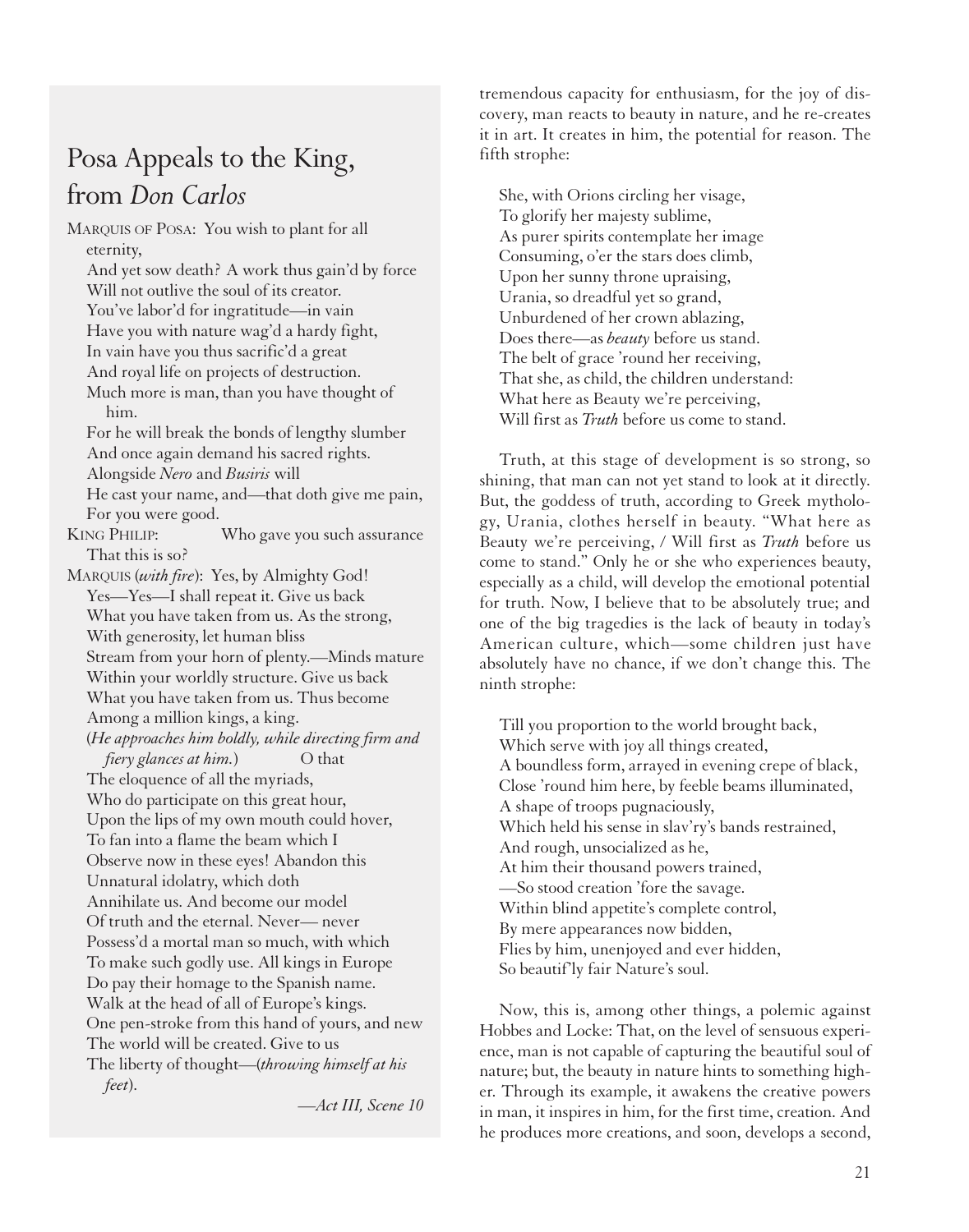## Posa Appeals to the King, from *Don Carlos*

MARQUIS OF POSA: You wish to plant for all eternity,
And yet sow death? A work thus gain'd by force
Will not outlive the soul of its creator.
You've labor'd for ingratitude—in vain
Have you with nature wag'd a hardy fight,
In vain have you thus sacrific'd a great
And royal life on projects of destruction.
Much more is man, than you have thought of him.
For he will break the bonds of lengthy slumber
And once again demand his sacred rights.
Alongside *Nero* and *Busiris* will
He cast your name, and—that doth give me pain,
For you were good.

KING PHILIP: Who gave you such assurance
That this is so?

MARQUIS (*with fire*): Yes, by Almighty God!
Yes—Yes—I shall repeat it. Give us back
What you have taken from us. As the strong,
With generosity, let human bliss
Stream from your horn of plenty.—Minds mature
Within your worldly structure. Give us back
What you have taken from us. Thus become
Among a million kings, a king.
(*He approaches him boldly, while directing firm and fiery glances at him.*) O that
The eloquence of all the myriads,
Who do participate on this great hour,
Upon the lips of my own mouth could hover,
To fan into a flame the beam which I
Observe now in these eyes! Abandon this
Unnatural idolatry, which doth
Annihilate us. And become our model
Of truth and the eternal. Never— never
Possess'd a mortal man so much, with which
To make such godly use. All kings in Europe
Do pay their homage to the Spanish name.
Walk at the head of all of Europe's kings.
One pen-stroke from this hand of yours, and new
The world will be created. Give to us
The liberty of thought—(*throwing himself at his feet*).

*—Act III, Scene 10*

tremendous capacity for enthusiasm, for the joy of discovery, man reacts to beauty in nature, and he re-creates it in art. It creates in him, the potential for reason. The fifth strophe:

> She, with Orions circling her visage,
> To glorify her majesty sublime,
> As purer spirits contemplate her image
> Consuming, o'er the stars does climb,
> Upon her sunny throne upraising,
> Urania, so dreadful yet so grand,
> Unburdened of her crown ablazing,
> Does there—as *beauty* before us stand.
> The belt of grace 'round her receiving,
> That she, as child, the children understand:
> What here as Beauty we're perceiving,
> Will first as *Truth* before us come to stand.

Truth, at this stage of development is so strong, so shining, that man can not yet stand to look at it directly. But, the goddess of truth, according to Greek mythology, Urania, clothes herself in beauty. "What here as Beauty we're perceiving, / Will first as *Truth* before us come to stand." Only he or she who experiences beauty, especially as a child, will develop the emotional potential for truth. Now, I believe that to be absolutely true; and one of the big tragedies is the lack of beauty in today's American culture, which—some children just have absolutely have no chance, if we don't change this. The ninth strophe:

> Till you proportion to the world brought back,
> Which serve with joy all things created,
> A boundless form, arrayed in evening crepe of black,
> Close 'round him here, by feeble beams illuminated,
> A shape of troops pugnaciously,
> Which held his sense in slav'ry's bands restrained,
> And rough, unsocialized as he,
> At him their thousand powers trained,
> —So stood creation 'fore the savage.
> Within blind appetite's complete control,
> By mere appearances now bidden,
> Flies by him, unenjoyed and ever hidden,
> So beautif'ly fair Nature's soul.

Now, this is, among other things, a polemic against Hobbes and Locke: That, on the level of sensuous experience, man is not capable of capturing the beautiful soul of nature; but, the beauty in nature hints to something higher. Through its example, it awakens the creative powers in man, it inspires in him, for the first time, creation. And he produces more creations, and soon, develops a second,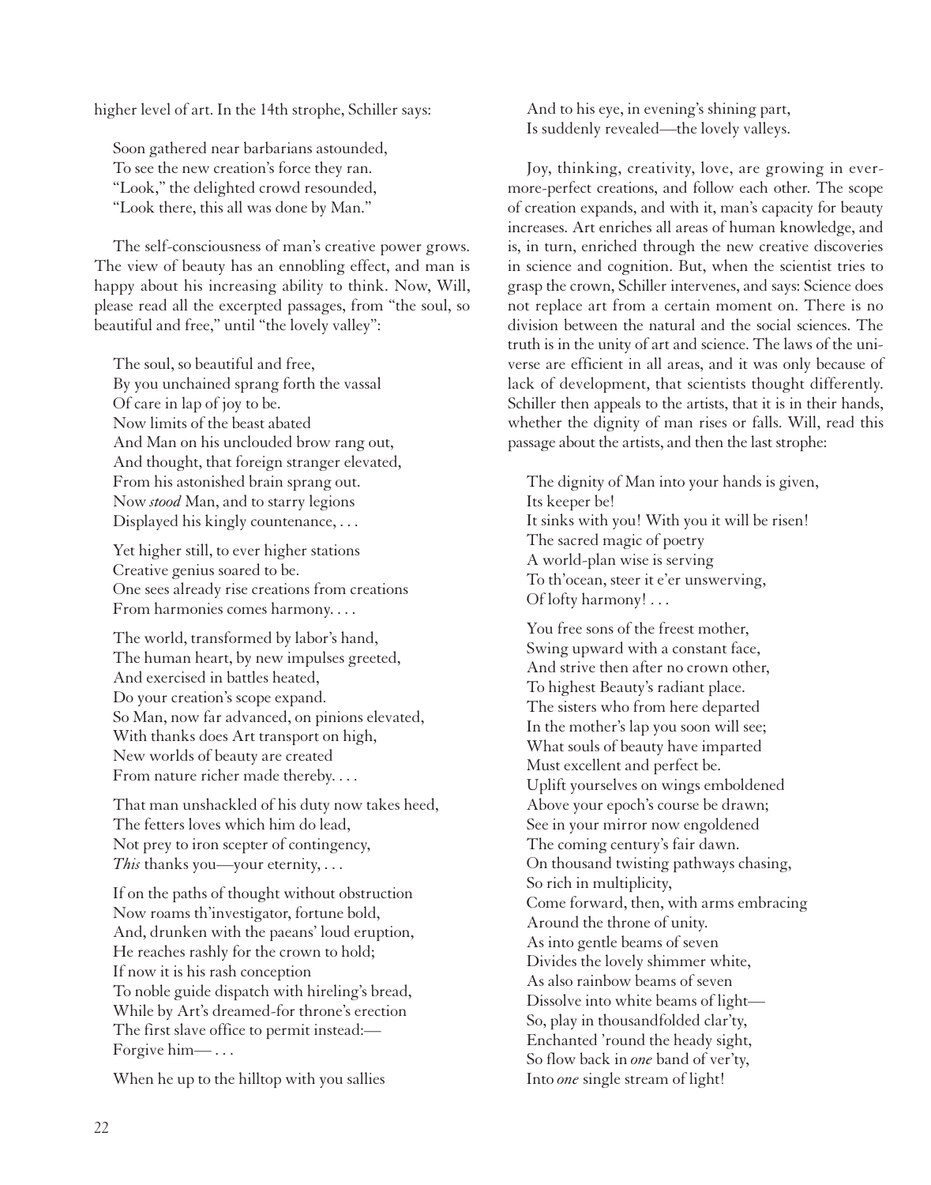higher level of art. In the 14th strophe, Schiller says:

> Soon gathered near barbarians astounded,
> To see the new creation's force they ran.
> "Look," the delighted crowd resounded,
> "Look there, this all was done by Man."

The self-consciousness of man's creative power grows. The view of beauty has an ennobling effect, and man is happy about his increasing ability to think. Now, Will, please read all the excerpted passages, from "the soul, so beautiful and free," until "the lovely valley":

> The soul, so beautiful and free,
> By you unchained sprang forth the vassal
> Of care in lap of joy to be.
> Now limits of the beast abated
> And Man on his unclouded brow rang out,
> And thought, that foreign stranger elevated,
> From his astonished brain sprang out.
> Now *stood* Man, and to starry legions
> Displayed his kingly countenance, . . .
>
> Yet higher still, to ever higher stations
> Creative genius soared to be.
> One sees already rise creations from creations
> From harmonies comes harmony. . . .
>
> The world, transformed by labor's hand,
> The human heart, by new impulses greeted,
> And exercised in battles heated,
> Do your creation's scope expand.
> So Man, now far advanced, on pinions elevated,
> With thanks does Art transport on high,
> New worlds of beauty are created
> From nature richer made thereby. . . .
>
> That man unshackled of his duty now takes heed,
> The fetters loves which him do lead,
> Not prey to iron scepter of contingency,
> *This* thanks you—your eternity, . . .
>
> If on the paths of thought without obstruction
> Now roams th'investigator, fortune bold,
> And, drunken with the paeans' loud eruption,
> He reaches rashly for the crown to hold;
> If now it is his rash conception
> To noble guide dispatch with hireling's bread,
> While by Art's dreamed-for throne's erection
> The first slave office to permit instead:—
> Forgive him— . . .
>
> When he up to the hilltop with you sallies
> And to his eye, in evening's shining part,
> Is suddenly revealed—the lovely valleys.

Joy, thinking, creativity, love, are growing in ever-more-perfect creations, and follow each other. The scope of creation expands, and with it, man's capacity for beauty increases. Art enriches all areas of human knowledge, and is, in turn, enriched through the new creative discoveries in science and cognition. But, when the scientist tries to grasp the crown, Schiller intervenes, and says: Science does not replace art from a certain moment on. There is no division between the natural and the social sciences. The truth is in the unity of art and science. The laws of the universe are efficient in all areas, and it was only because of lack of development, that scientists thought differently. Schiller then appeals to the artists, that it is in their hands, whether the dignity of man rises or falls. Will, read this passage about the artists, and then the last strophe:

> The dignity of Man into your hands is given,
> Its keeper be!
> It sinks with you! With you it will be risen!
> The sacred magic of poetry
> A world-plan wise is serving
> To th'ocean, steer it e'er unswerving,
> Of lofty harmony! . . .
>
> You free sons of the freest mother,
> Swing upward with a constant face,
> And strive then after no crown other,
> To highest Beauty's radiant place.
> The sisters who from here departed
> In the mother's lap you soon will see;
> What souls of beauty have imparted
> Must excellent and perfect be.
> Uplift yourselves on wings emboldened
> Above your epoch's course be drawn;
> See in your mirror now engoldened
> The coming century's fair dawn.
> On thousand twisting pathways chasing,
> So rich in multiplicity,
> Come forward, then, with arms embracing
> Around the throne of unity.
> As into gentle beams of seven
> Divides the lovely shimmer white,
> As also rainbow beams of seven
> Dissolve into white beams of light—
> So, play in thousandfolded clar'ty,
> Enchanted 'round the heady sight,
> So flow back in *one* band of ver'ty,
> Into *one* single stream of light!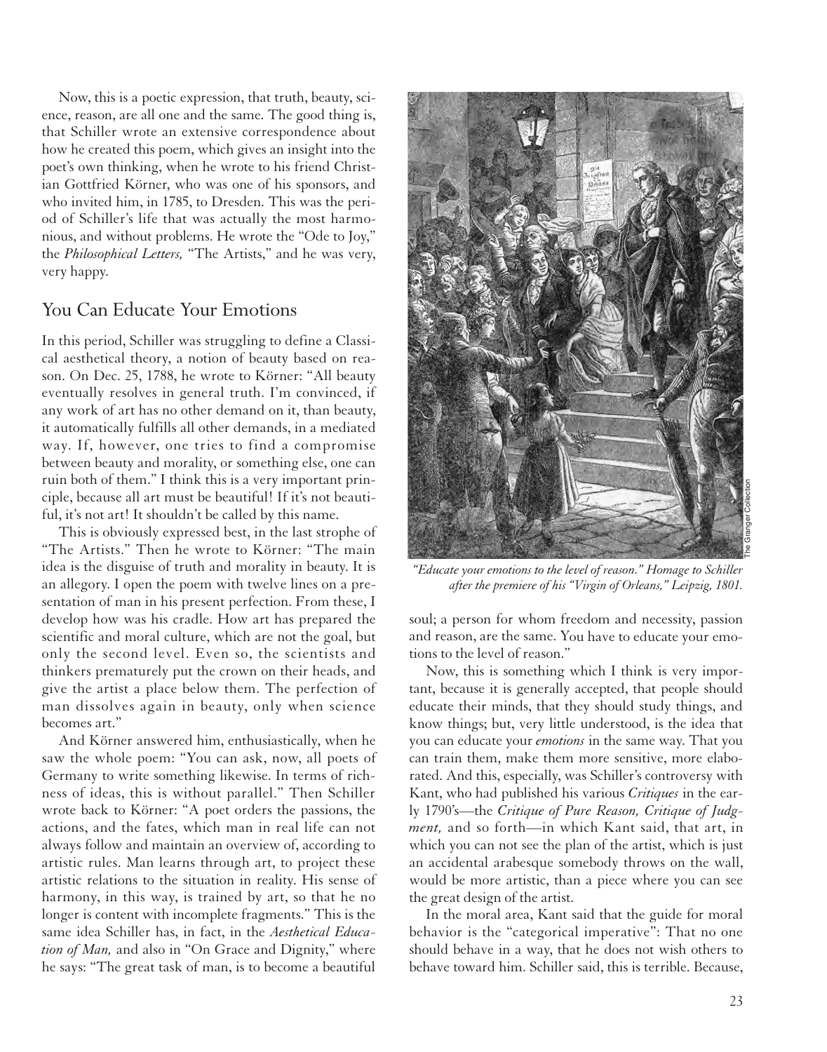Now, this is a poetic expression, that truth, beauty, science, reason, are all one and the same. The good thing is, that Schiller wrote an extensive correspondence about how he created this poem, which gives an insight into the poet's own thinking, when he wrote to his friend Christian Gottfried Körner, who was one of his sponsors, and who invited him, in 1785, to Dresden. This was the period of Schiller's life that was actually the most harmonious, and without problems. He wrote the "Ode to Joy," the *Philosophical Letters,* "The Artists," and he was very, very happy.

## You Can Educate Your Emotions

In this period, Schiller was struggling to define a Classical aesthetical theory, a notion of beauty based on reason. On Dec. 25, 1788, he wrote to Körner: "All beauty eventually resolves in general truth. I'm convinced, if any work of art has no other demand on it, than beauty, it automatically fulfills all other demands, in a mediated way. If, however, one tries to find a compromise between beauty and morality, or something else, one can ruin both of them." I think this is a very important principle, because all art must be beautiful! If it's not beautiful, it's not art! It shouldn't be called by this name.

This is obviously expressed best, in the last strophe of "The Artists." Then he wrote to Körner: "The main idea is the disguise of truth and morality in beauty. It is an allegory. I open the poem with twelve lines on a presentation of man in his present perfection. From these, I develop how was his cradle. How art has prepared the scientific and moral culture, which are not the goal, but only the second level. Even so, the scientists and thinkers prematurely put the crown on their heads, and give the artist a place below them. The perfection of man dissolves again in beauty, only when science becomes art."

And Körner answered him, enthusiastically, when he saw the whole poem: "You can ask, now, all poets of Germany to write something likewise. In terms of richness of ideas, this is without parallel." Then Schiller wrote back to Körner: "A poet orders the passions, the actions, and the fates, which man in real life can not always follow and maintain an overview of, according to artistic rules. Man learns through art, to project these artistic relations to the situation in reality. His sense of harmony, in this way, is trained by art, so that he no longer is content with incomplete fragments." This is the same idea Schiller has, in fact, in the *Aesthetical Education of Man,* and also in "On Grace and Dignity," where he says: "The great task of man, is to become a beautiful soul; a person for whom freedom and necessity, passion and reason, are the same. You have to educate your emotions to the level of reason."

*"Educate your emotions to the level of reason." Homage to Schiller after the premiere of his "Virgin of Orleans," Leipzig, 1801.*

The Granger Collection

Now, this is something which I think is very important, because it is generally accepted, that people should educate their minds, that they should study things, and know things; but, very little understood, is the idea that you can educate your *emotions* in the same way. That you can train them, make them more sensitive, more elaborated. And this, especially, was Schiller's controversy with Kant, who had published his various *Critiques* in the early 1790's—the *Critique of Pure Reason, Critique of Judgment,* and so forth—in which Kant said, that art, in which you can not see the plan of the artist, which is just an accidental arabesque somebody throws on the wall, would be more artistic, than a piece where you can see the great design of the artist.

In the moral area, Kant said that the guide for moral behavior is the "categorical imperative": That no one should behave in a way, that he does not wish others to behave toward him. Schiller said, this is terrible. Because,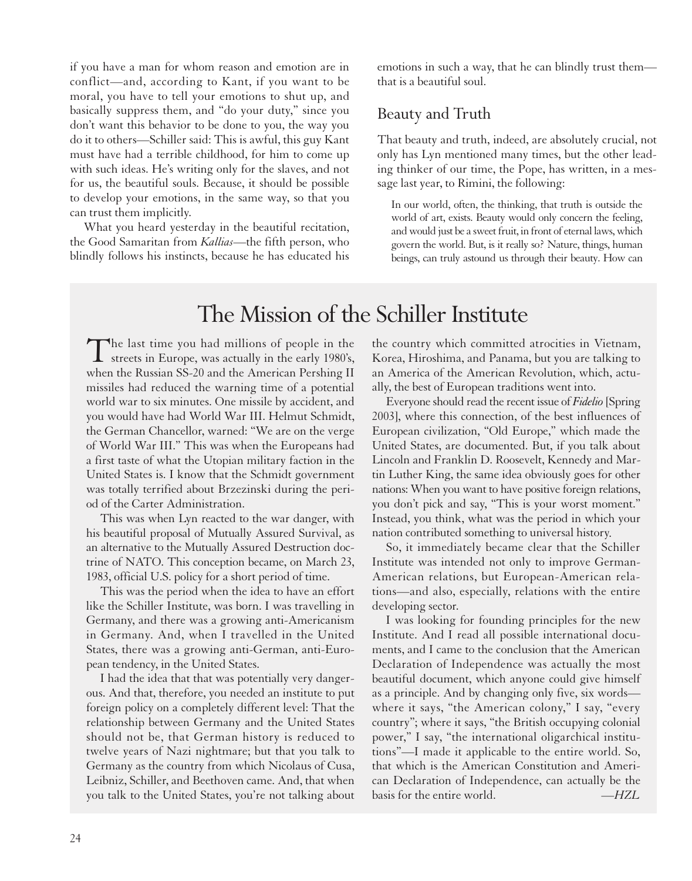if you have a man for whom reason and emotion are in conflict—and, according to Kant, if you want to be moral, you have to tell your emotions to shut up, and basically suppress them, and "do your duty," since you don't want this behavior to be done to you, the way you do it to others—Schiller said: This is awful, this guy Kant must have had a terrible childhood, for him to come up with such ideas. He's writing only for the slaves, and not for us, the beautiful souls. Because, it should be possible to develop your emotions, in the same way, so that you can trust them implicitly.

What you heard yesterday in the beautiful recitation, the Good Samaritan from *Kallias*—the fifth person, who blindly follows his instincts, because he has educated his emotions in such a way, that he can blindly trust them—that is a beautiful soul.

## Beauty and Truth

That beauty and truth, indeed, are absolutely crucial, not only has Lyn mentioned many times, but the other leading thinker of our time, the Pope, has written, in a message last year, to Rimini, the following:

> In our world, often, the thinking, that truth is outside the world of art, exists. Beauty would only concern the feeling, and would just be a sweet fruit, in front of eternal laws, which govern the world. But, is it really so? Nature, things, human beings, can truly astound us through their beauty. How can

## The Mission of the Schiller Institute

The last time you had millions of people in the streets in Europe, was actually in the early 1980's, when the Russian SS-20 and the American Pershing II missiles had reduced the warning time of a potential world war to six minutes. One missile by accident, and you would have had World War III. Helmut Schmidt, the German Chancellor, warned: "We are on the verge of World War III." This was when the Europeans had a first taste of what the Utopian military faction in the United States is. I know that the Schmidt government was totally terrified about Brzezinski during the period of the Carter Administration.

This was when Lyn reacted to the war danger, with his beautiful proposal of Mutually Assured Survival, as an alternative to the Mutually Assured Destruction doctrine of NATO. This conception became, on March 23, 1983, official U.S. policy for a short period of time.

This was the period when the idea to have an effort like the Schiller Institute, was born. I was travelling in Germany, and there was a growing anti-Americanism in Germany. And, when I travelled in the United States, there was a growing anti-German, anti-European tendency, in the United States.

I had the idea that that was potentially very dangerous. And that, therefore, you needed an institute to put foreign policy on a completely different level: That the relationship between Germany and the United States should not be, that German history is reduced to twelve years of Nazi nightmare; but that you talk to Germany as the country from which Nicolaus of Cusa, Leibniz, Schiller, and Beethoven came. And, that when you talk to the United States, you're not talking about the country which committed atrocities in Vietnam, Korea, Hiroshima, and Panama, but you are talking to an America of the American Revolution, which, actually, the best of European traditions went into.

Everyone should read the recent issue of *Fidelio* [Spring 2003], where this connection, of the best influences of European civilization, "Old Europe," which made the United States, are documented. But, if you talk about Lincoln and Franklin D. Roosevelt, Kennedy and Martin Luther King, the same idea obviously goes for other nations: When you want to have positive foreign relations, you don't pick and say, "This is your worst moment." Instead, you think, what was the period in which your nation contributed something to universal history.

So, it immediately became clear that the Schiller Institute was intended not only to improve German-American relations, but European-American relations—and also, especially, relations with the entire developing sector.

I was looking for founding principles for the new Institute. And I read all possible international documents, and I came to the conclusion that the American Declaration of Independence was actually the most beautiful document, which anyone could give himself as a principle. And by changing only five, six words—where it says, "the American colony," I say, "every country"; where it says, "the British occupying colonial power," I say, "the international oligarchical institutions"—I made it applicable to the entire world. So, that which is the American Constitution and American Declaration of Independence, can actually be the basis for the entire world.

—*HZL*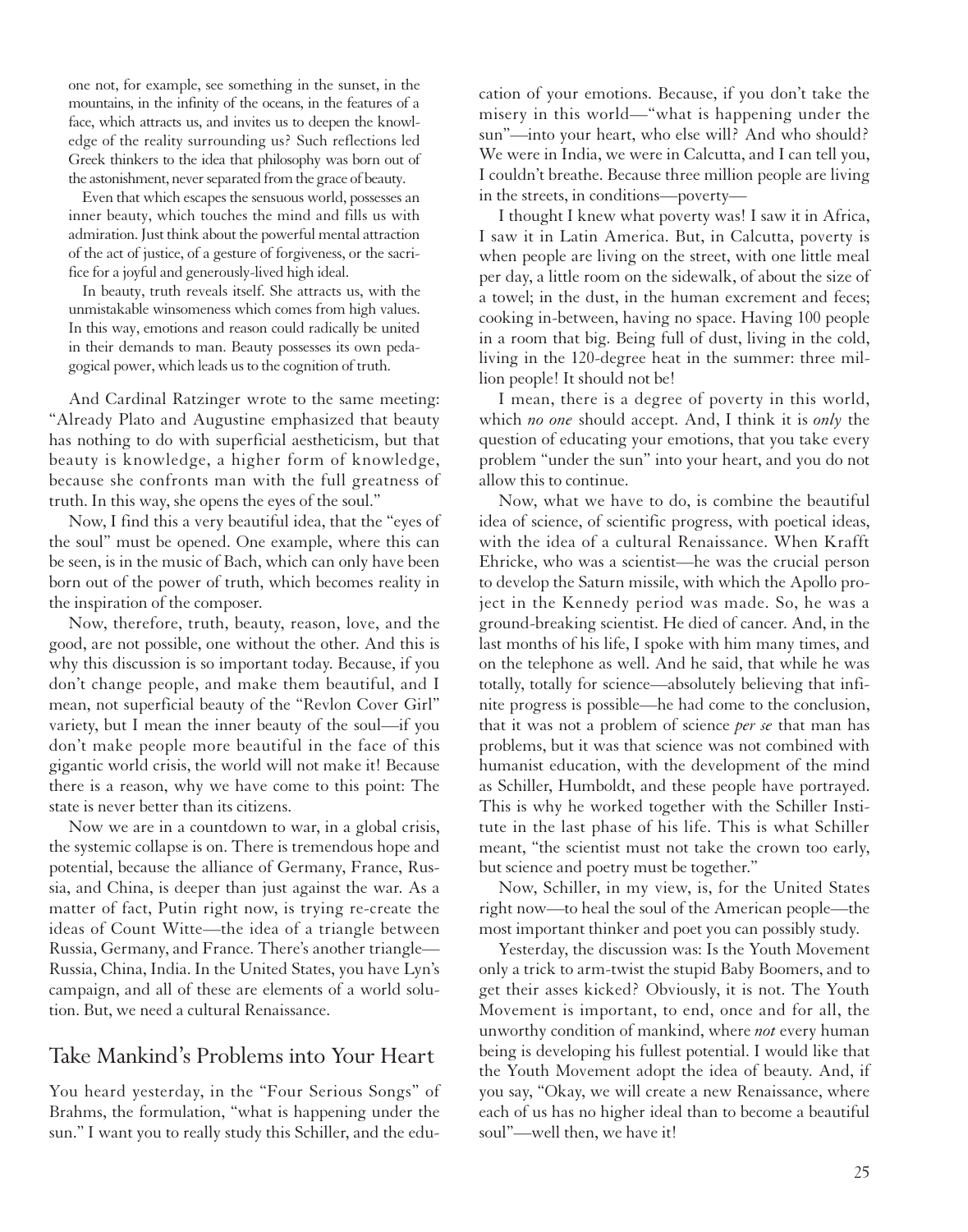one not, for example, see something in the sunset, in the mountains, in the infinity of the oceans, in the features of a face, which attracts us, and invites us to deepen the knowledge of the reality surrounding us? Such reflections led Greek thinkers to the idea that philosophy was born out of the astonishment, never separated from the grace of beauty.

Even that which escapes the sensuous world, possesses an inner beauty, which touches the mind and fills us with admiration. Just think about the powerful mental attraction of the act of justice, of a gesture of forgiveness, or the sacrifice for a joyful and generously-lived high ideal.

In beauty, truth reveals itself. She attracts us, with the unmistakable winsomeness which comes from high values. In this way, emotions and reason could radically be united in their demands to man. Beauty possesses its own pedagogical power, which leads us to the cognition of truth.

And Cardinal Ratzinger wrote to the same meeting: "Already Plato and Augustine emphasized that beauty has nothing to do with superficial aestheticism, but that beauty is knowledge, a higher form of knowledge, because she confronts man with the full greatness of truth. In this way, she opens the eyes of the soul."

Now, I find this a very beautiful idea, that the "eyes of the soul" must be opened. One example, where this can be seen, is in the music of Bach, which can only have been born out of the power of truth, which becomes reality in the inspiration of the composer.

Now, therefore, truth, beauty, reason, love, and the good, are not possible, one without the other. And this is why this discussion is so important today. Because, if you don't change people, and make them beautiful, and I mean, not superficial beauty of the "Revlon Cover Girl" variety, but I mean the inner beauty of the soul—if you don't make people more beautiful in the face of this gigantic world crisis, the world will not make it! Because there is a reason, why we have come to this point: The state is never better than its citizens.

Now we are in a countdown to war, in a global crisis, the systemic collapse is on. There is tremendous hope and potential, because the alliance of Germany, France, Russia, and China, is deeper than just against the war. As a matter of fact, Putin right now, is trying re-create the ideas of Count Witte—the idea of a triangle between Russia, Germany, and France. There's another triangle—Russia, China, India. In the United States, you have Lyn's campaign, and all of these are elements of a world solution. But, we need a cultural Renaissance.

## Take Mankind's Problems into Your Heart

You heard yesterday, in the "Four Serious Songs" of Brahms, the formulation, "what is happening under the sun." I want you to really study this Schiller, and the education of your emotions. Because, if you don't take the misery in this world—"what is happening under the sun"—into your heart, who else will? And who should? We were in India, we were in Calcutta, and I can tell you, I couldn't breathe. Because three million people are living in the streets, in conditions—poverty—

I thought I knew what poverty was! I saw it in Africa, I saw it in Latin America. But, in Calcutta, poverty is when people are living on the street, with one little meal per day, a little room on the sidewalk, of about the size of a towel; in the dust, in the human excrement and feces; cooking in-between, having no space. Having 100 people in a room that big. Being full of dust, living in the cold, living in the 120-degree heat in the summer: three million people! It should not be!

I mean, there is a degree of poverty in this world, which *no one* should accept. And, I think it is *only* the question of educating your emotions, that you take every problem "under the sun" into your heart, and you do not allow this to continue.

Now, what we have to do, is combine the beautiful idea of science, of scientific progress, with poetical ideas, with the idea of a cultural Renaissance. When Krafft Ehricke, who was a scientist—he was the crucial person to develop the Saturn missile, with which the Apollo project in the Kennedy period was made. So, he was a ground-breaking scientist. He died of cancer. And, in the last months of his life, I spoke with him many times, and on the telephone as well. And he said, that while he was totally, totally for science—absolutely believing that infinite progress is possible—he had come to the conclusion, that it was not a problem of science *per se* that man has problems, but it was that science was not combined with humanist education, with the development of the mind as Schiller, Humboldt, and these people have portrayed. This is why he worked together with the Schiller Institute in the last phase of his life. This is what Schiller meant, "the scientist must not take the crown too early, but science and poetry must be together."

Now, Schiller, in my view, is, for the United States right now—to heal the soul of the American people—the most important thinker and poet you can possibly study.

Yesterday, the discussion was: Is the Youth Movement only a trick to arm-twist the stupid Baby Boomers, and to get their asses kicked? Obviously, it is not. The Youth Movement is important, to end, once and for all, the unworthy condition of mankind, where *not* every human being is developing his fullest potential. I would like that the Youth Movement adopt the idea of beauty. And, if you say, "Okay, we will create a new Renaissance, where each of us has no higher ideal than to become a beautiful soul"—well then, we have it!